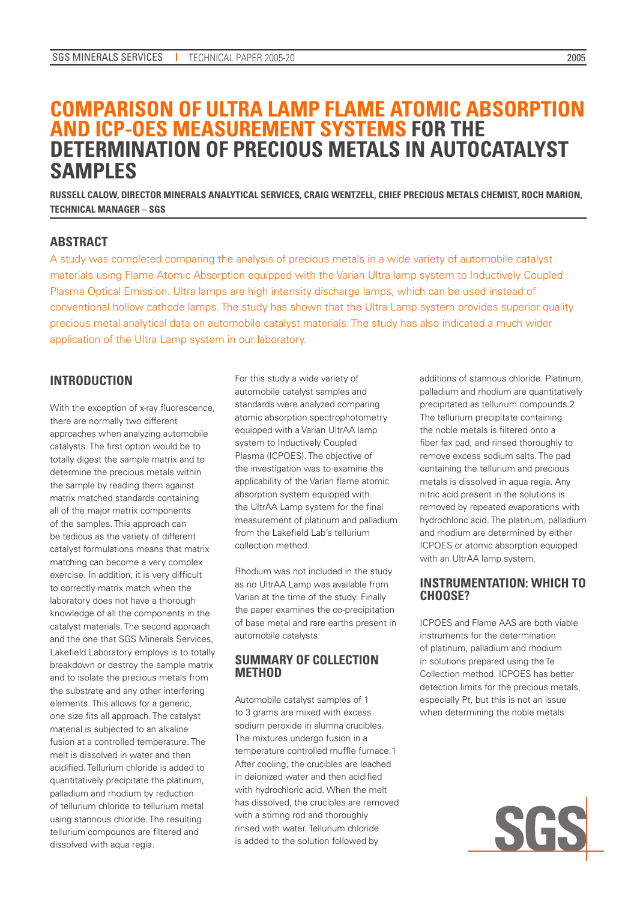# COMPARISON OF ULTRA LAMP FLAME ATOMIC ABSORPTION AND ICP-OES MEASUREMENT SYSTEMS FOR THE DETERMINATION OF PRECIOUS METALS IN AUTOCATALYST SAMPLES

**RUSSELL CALOW, DIRECTOR MINERALS ANALYTICAL SERVICES, CRAIG WENTZELL, CHIEF PRECIOUS METALS CHEMIST, ROCH MARION, TECHNICAL MANAGER – SGS**

## ABSTRACT

A study was completed comparing the analysis of precious metals in a wide variety of automobile catalyst materials using Flame Atomic Absorption equipped with the Varian Ultra lamp system to Inductively Coupled Plasma Optical Emission. Ultra lamps are high intensity discharge lamps, which can be used instead of conventional hollow cathode lamps. The study has shown that the Ultra Lamp system provides superior quality precious metal analytical data on automobile catalyst materials. The study has also indicated a much wider application of the Ultra Lamp system in our laboratory.

## INTRODUCTION

With the exception of x-ray fluorescence, there are normally two different approaches when analyzing automobile catalysts. The first option would be to totally digest the sample matrix and to determine the precious metals within the sample by reading them against matrix matched standards containing all of the major matrix components of the samples. This approach can be tedious as the variety of different catalyst formulations means that matrix matching can become a very complex exercise. In addition, it is very difficult to correctly matrix match when the laboratory does not have a thorough knowledge of all the components in the catalyst materials. The second approach and the one that SGS Minerals Services, Lakefield Laboratory employs is to totally breakdown or destroy the sample matrix and to isolate the precious metals from the substrate and any other interfering elements. This allows for a generic, one size fits all approach. The catalyst material is subjected to an alkaline fusion at a controlled temperature. The melt is dissolved in water and then acidified. Tellurium chloride is added to quantitatively precipitate the platinum, palladium and rhodium by reduction of tellurium chloride to tellurium metal using stannous chloride. The resulting tellurium compounds are filtered and dissolved with aqua regia.

For this study a wide variety of automobile catalyst samples and standards were analyzed comparing atomic absorption spectrophotometry equipped with a Varian UltrAA lamp system to Inductively Coupled Plasma (ICPOES). The objective of the investigation was to examine the applicability of the Varian flame atomic absorption system equipped with the UltrAA Lamp system for the final measurement of platinum and palladium from the Lakefield Lab's tellurium collection method.

Rhodium was not included in the study as no UltrAA Lamp was available from Varian at the time of the study. Finally the paper examines the co-precipitation of base metal and rare earths present in automobile catalysts.

## SUMMARY OF COLLECTION METHOD

Automobile catalyst samples of 1 to 3 grams are mixed with excess sodium peroxide in alumna crucibles. The mixtures undergo fusion in a temperature controlled muffle furnace.[1] After cooling, the crucibles are leached in deionized water and then acidified with hydrochloric acid. When the melt has dissolved, the crucibles are removed with a stirring rod and thoroughly rinsed with water. Tellurium chloride is added to the solution followed by additions of stannous chloride. Platinum, palladium and rhodium are quantitatively precipitated as tellurium compounds.[2] The tellurium precipitate containing the noble metals is filtered onto a fiber fax pad, and rinsed thoroughly to remove excess sodium salts. The pad containing the tellurium and precious metals is dissolved in aqua regia. Any nitric acid present in the solutions is removed by repeated evaporations with hydrochloric acid. The platinum, palladium and rhodium are determined by either ICPOES or atomic absorption equipped with an UltrAA lamp system.

## INSTRUMENTATION: WHICH TO CHOOSE?

ICPOES and Flame AAS are both viable instruments for the determination of platinum, palladium and rhodium in solutions prepared using the Te Collection method. ICPOES has better detection limits for the precious metals, especially Pt, but this is not an issue when determining the noble metals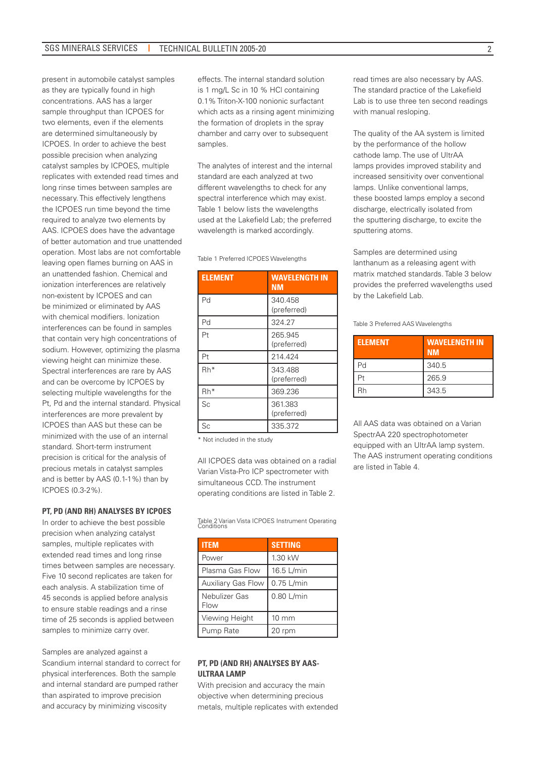present in automobile catalyst samples as they are typically found in high concentrations. AAS has a larger sample throughput than ICPOES for two elements, even if the elements are determined simultaneously by ICPOES. In order to achieve the best possible precision when analyzing catalyst samples by ICPOES, multiple replicates with extended read times and long rinse times between samples are necessary. This effectively lengthens the ICPOES run time beyond the time required to analyze two elements by AAS. ICPOES does have the advantage of better automation and true unattended operation. Most labs are not comfortable leaving open flames burning on AAS in an unattended fashion. Chemical and ionization interferences are relatively non-existent by ICPOES and can be minimized or eliminated by AAS with chemical modifiers. Ionization interferences can be found in samples that contain very high concentrations of sodium. However, optimizing the plasma viewing height can minimize these. Spectral interferences are rare by AAS and can be overcome by ICPOES by selecting multiple wavelengths for the Pt, Pd and the internal standard. Physical interferences are more prevalent by ICPOES than AAS but these can be minimized with the use of an internal standard. Short-term instrument precision is critical for the analysis of precious metals in catalyst samples and is better by AAS (0.1-1%) than by ICPOES (0.3-2%).

## PT, PD (AND RH) ANALYSES BY ICPOES

In order to achieve the best possible precision when analyzing catalyst samples, multiple replicates with extended read times and long rinse times between samples are necessary. Five 10 second replicates are taken for each analysis. A stabilization time of 45 seconds is applied before analysis to ensure stable readings and a rinse time of 25 seconds is applied between samples to minimize carry over.

Samples are analyzed against a Scandium internal standard to correct for physical interferences. Both the sample and internal standard are pumped rather than aspirated to improve precision and accuracy by minimizing viscosity effects. The internal standard solution is 1 mg/L Sc in 10 % HCl containing 0.1% Triton-X-100 nonionic surfactant which acts as a rinsing agent minimizing the formation of droplets in the spray chamber and carry over to subsequent samples.

The analytes of interest and the internal standard are each analyzed at two different wavelengths to check for any spectral interference which may exist. Table 1 below lists the wavelengths used at the Lakefield Lab; the preferred wavelength is marked accordingly.

Table 1 Preferred ICPOES Wavelengths

| ELEMENT | WAVELENGTH IN NM |
|---|---|
| Pd | 340.458 (preferred) |
| Pd | 324.27 |
| Pt | 265.945 (preferred) |
| Pt | 214.424 |
| Rh* | 343.488 (preferred) |
| Rh* | 369.236 |
| Sc | 361.383 (preferred) |
| Sc | 335.372 |

* Not included in the study

All ICPOES data was obtained on a radial Varian Vista-Pro ICP spectrometer with simultaneous CCD. The instrument operating conditions are listed in Table 2.

Table 2 Varian Vista ICPOES Instrument Operating Conditions

| ITEM | SETTING |
|---|---|
| Power | 1.30 kW |
| Plasma Gas Flow | 16.5 L/min |
| Auxiliary Gas Flow | 0.75 L/min |
| Nebulizer Gas Flow | 0.80 L/min |
| Viewing Height | 10 mm |
| Pump Rate | 20 rpm |

## PT, PD (AND RH) ANALYSES BY AAS-ULTRAA LAMP

With precision and accuracy the main objective when determining precious metals, multiple replicates with extended read times are also necessary by AAS. The standard practice of the Lakefield Lab is to use three ten second readings with manual resloping.

The quality of the AA system is limited by the performance of the hollow cathode lamp. The use of UltrAA lamps provides improved stability and increased sensitivity over conventional lamps. Unlike conventional lamps, these boosted lamps employ a second discharge, electrically isolated from the sputtering discharge, to excite the sputtering atoms.

Samples are determined using lanthanum as a releasing agent with matrix matched standards. Table 3 below provides the preferred wavelengths used by the Lakefield Lab.

Table 3 Preferred AAS Wavelengths

| ELEMENT | WAVELENGTH IN NM |
|---|---|
| Pd | 340.5 |
| Pt | 265.9 |
| Rh | 343.5 |

All AAS data was obtained on a Varian SpectrAA 220 spectrophotometer equipped with an UltrAA lamp system. The AAS instrument operating conditions are listed in Table 4.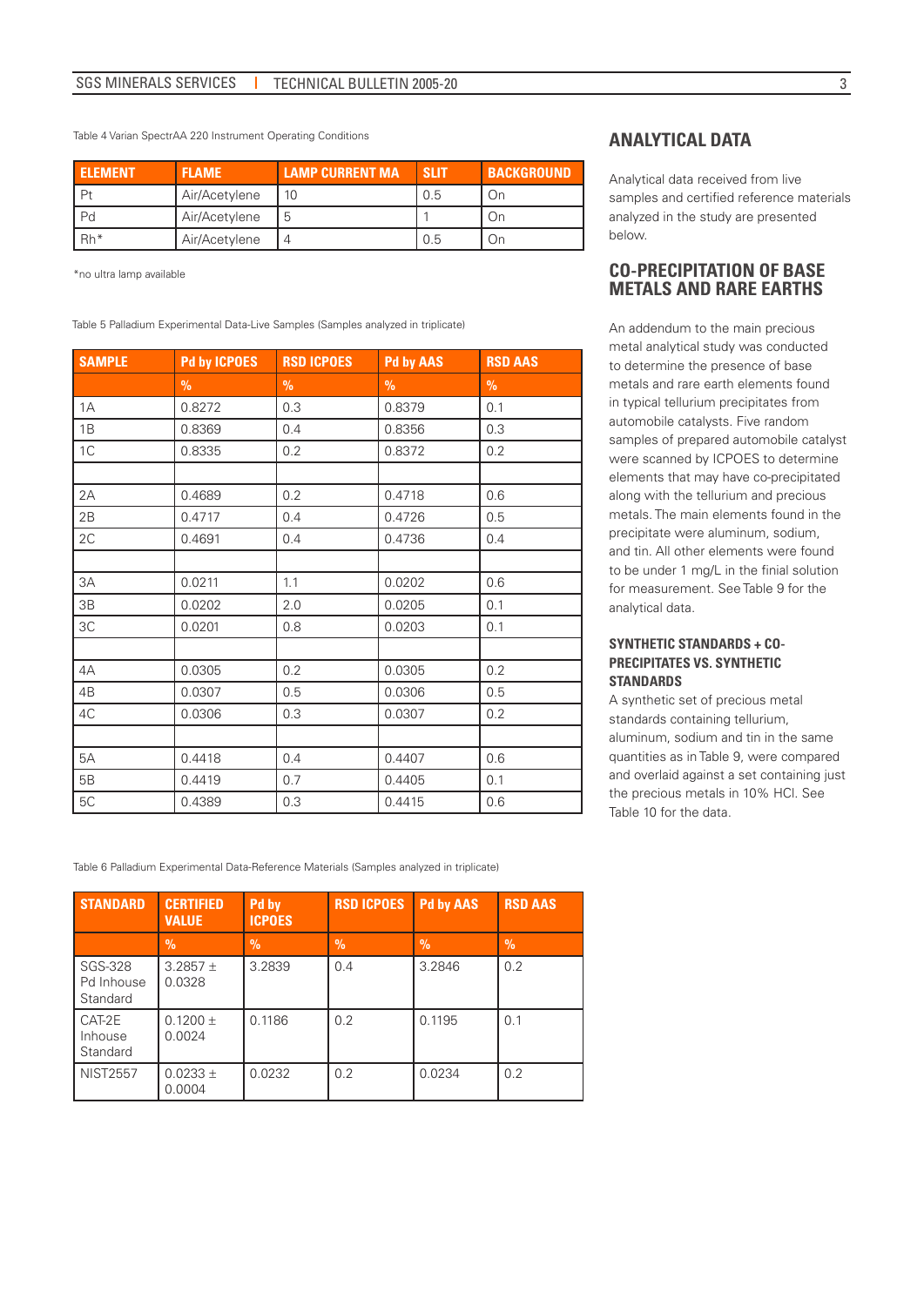Table 4 Varian SpectrAA 220 Instrument Operating Conditions

| ELEMENT | FLAME | LAMP CURRENT MA | SLIT | BACKGROUND |
|---|---|---|---|---|
| Pt | Air/Acetylene | 10 | 0.5 | On |
| Pd | Air/Acetylene | 5 | 1 | On |
| Rh* | Air/Acetylene | 4 | 0.5 | On |

*no ultra lamp available

Table 5 Palladium Experimental Data-Live Samples (Samples analyzed in triplicate)

| SAMPLE | Pd by ICPOES | RSD ICPOES | Pd by AAS | RSD AAS |
|---|---|---|---|---|
| | % | % | % | % |
| 1A | 0.8272 | 0.3 | 0.8379 | 0.1 |
| 1B | 0.8369 | 0.4 | 0.8356 | 0.3 |
| 1C | 0.8335 | 0.2 | 0.8372 | 0.2 |
| | | | | |
| 2A | 0.4689 | 0.2 | 0.4718 | 0.6 |
| 2B | 0.4717 | 0.4 | 0.4726 | 0.5 |
| 2C | 0.4691 | 0.4 | 0.4736 | 0.4 |
| | | | | |
| 3A | 0.0211 | 1.1 | 0.0202 | 0.6 |
| 3B | 0.0202 | 2.0 | 0.0205 | 0.1 |
| 3C | 0.0201 | 0.8 | 0.0203 | 0.1 |
| | | | | |
| 4A | 0.0305 | 0.2 | 0.0305 | 0.2 |
| 4B | 0.0307 | 0.5 | 0.0306 | 0.5 |
| 4C | 0.0306 | 0.3 | 0.0307 | 0.2 |
| | | | | |
| 5A | 0.4418 | 0.4 | 0.4407 | 0.6 |
| 5B | 0.4419 | 0.7 | 0.4405 | 0.1 |
| 5C | 0.4389 | 0.3 | 0.4415 | 0.6 |

Table 6 Palladium Experimental Data-Reference Materials (Samples analyzed in triplicate)

| STANDARD | CERTIFIED VALUE | Pd by ICPOES | RSD ICPOES | Pd by AAS | RSD AAS |
|---|---|---|---|---|---|
| | % | % | % | % | % |
| SGS-328 Pd Inhouse Standard | 3.2857 ± 0.0328 | 3.2839 | 0.4 | 3.2846 | 0.2 |
| CAT-2E Inhouse Standard | 0.1200 ± 0.0024 | 0.1186 | 0.2 | 0.1195 | 0.1 |
| NIST2557 | 0.0233 ± 0.0004 | 0.0232 | 0.2 | 0.0234 | 0.2 |

## ANALYTICAL DATA

Analytical data received from live samples and certified reference materials analyzed in the study are presented below.

## CO-PRECIPITATION OF BASE METALS AND RARE EARTHS

An addendum to the main precious metal analytical study was conducted to determine the presence of base metals and rare earth elements found in typical tellurium precipitates from automobile catalysts. Five random samples of prepared automobile catalyst were scanned by ICPOES to determine elements that may have co-precipitated along with the tellurium and precious metals. The main elements found in the precipitate were aluminum, sodium, and tin. All other elements were found to be under 1 mg/L in the finial solution for measurement. See Table 9 for the analytical data.

### SYNTHETIC STANDARDS + CO-PRECIPITATES VS. SYNTHETIC STANDARDS

A synthetic set of precious metal standards containing tellurium, aluminum, sodium and tin in the same quantities as in Table 9, were compared and overlaid against a set containing just the precious metals in 10% HCl. See Table 10 for the data.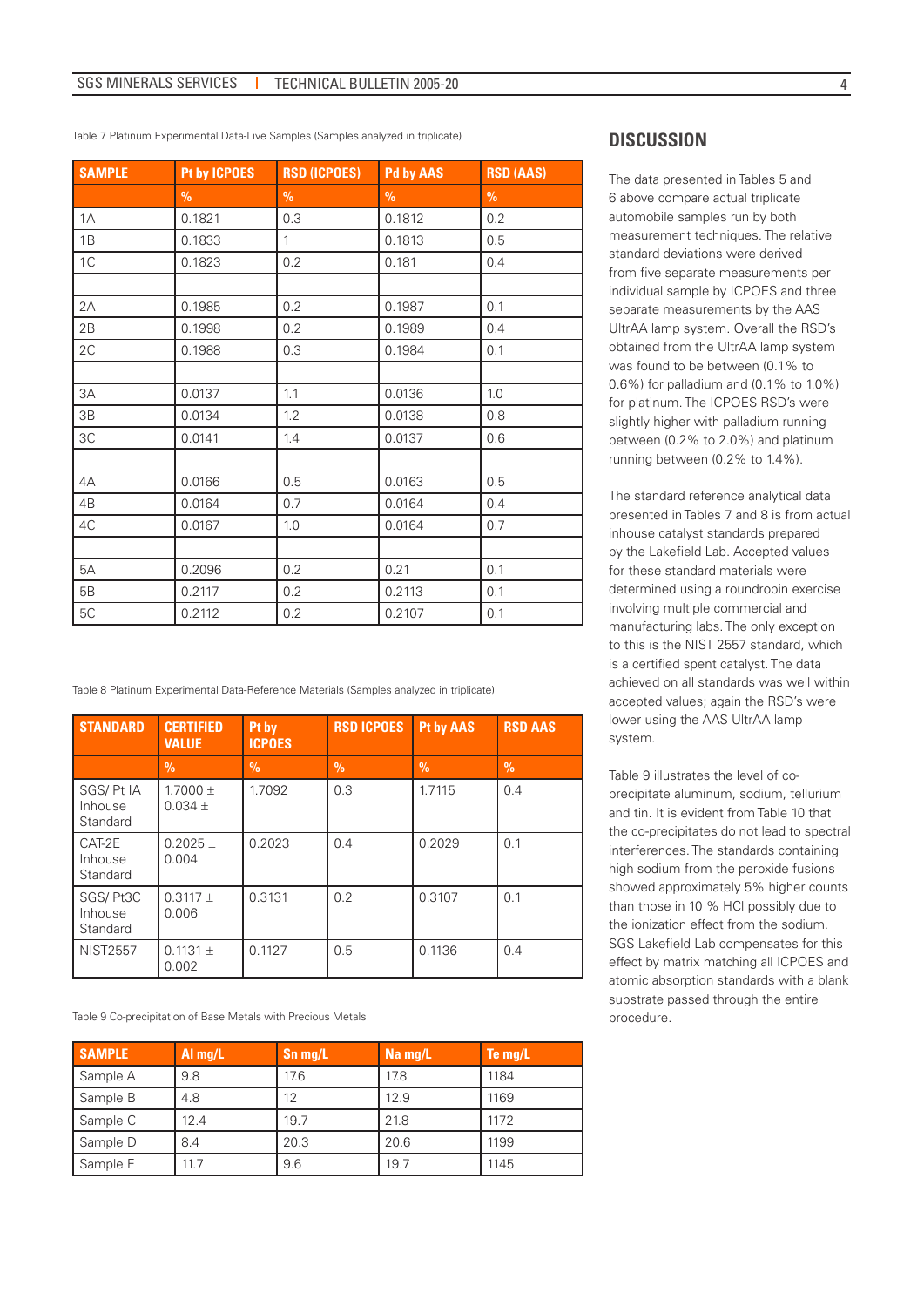Table 7 Platinum Experimental Data-Live Samples (Samples analyzed in triplicate)

| SAMPLE | Pt by ICPOES | RSD (ICPOES) | Pd by AAS | RSD (AAS) |
|---|---|---|---|---|
| | % | % | % | % |
| 1A | 0.1821 | 0.3 | 0.1812 | 0.2 |
| 1B | 0.1833 | 1 | 0.1813 | 0.5 |
| 1C | 0.1823 | 0.2 | 0.181 | 0.4 |
| | | | | |
| 2A | 0.1985 | 0.2 | 0.1987 | 0.1 |
| 2B | 0.1998 | 0.2 | 0.1989 | 0.4 |
| 2C | 0.1988 | 0.3 | 0.1984 | 0.1 |
| | | | | |
| 3A | 0.0137 | 1.1 | 0.0136 | 1.0 |
| 3B | 0.0134 | 1.2 | 0.0138 | 0.8 |
| 3C | 0.0141 | 1.4 | 0.0137 | 0.6 |
| | | | | |
| 4A | 0.0166 | 0.5 | 0.0163 | 0.5 |
| 4B | 0.0164 | 0.7 | 0.0164 | 0.4 |
| 4C | 0.0167 | 1.0 | 0.0164 | 0.7 |
| | | | | |
| 5A | 0.2096 | 0.2 | 0.21 | 0.1 |
| 5B | 0.2117 | 0.2 | 0.2113 | 0.1 |
| 5C | 0.2112 | 0.2 | 0.2107 | 0.1 |

Table 8 Platinum Experimental Data-Reference Materials (Samples analyzed in triplicate)

| STANDARD | CERTIFIED VALUE | Pt by ICPOES | RSD ICPOES | Pt by AAS | RSD AAS |
|---|---|---|---|---|---|
| | % | % | % | % | % |
| SGS/ Pt IA Inhouse Standard | 1.7000 ± 0.034 ± | 1.7092 | 0.3 | 1.7115 | 0.4 |
| CAT-2E Inhouse Standard | 0.2025 ± 0.004 | 0.2023 | 0.4 | 0.2029 | 0.1 |
| SGS/ Pt3C Inhouse Standard | 0.3117 ± 0.006 | 0.3131 | 0.2 | 0.3107 | 0.1 |
| NIST2557 | 0.1131 ± 0.002 | 0.1127 | 0.5 | 0.1136 | 0.4 |

Table 9 Co-precipitation of Base Metals with Precious Metals

| SAMPLE | Al mg/L | Sn mg/L | Na mg/L | Te mg/L |
|---|---|---|---|---|
| Sample A | 9.8 | 17.6 | 17.8 | 1184 |
| Sample B | 4.8 | 12 | 12.9 | 1169 |
| Sample C | 12.4 | 19.7 | 21.8 | 1172 |
| Sample D | 8.4 | 20.3 | 20.6 | 1199 |
| Sample F | 11.7 | 9.6 | 19.7 | 1145 |

## DISCUSSION

The data presented in Tables 5 and 6 above compare actual triplicate automobile samples run by both measurement techniques. The relative standard deviations were derived from five separate measurements per individual sample by ICPOES and three separate measurements by the AAS UltrAA lamp system. Overall the RSD's obtained from the UltrAA lamp system was found to be between (0.1% to 0.6%) for palladium and (0.1% to 1.0%) for platinum. The ICPOES RSD's were slightly higher with palladium running between (0.2% to 2.0%) and platinum running between (0.2% to 1.4%).

The standard reference analytical data presented in Tables 7 and 8 is from actual inhouse catalyst standards prepared by the Lakefield Lab. Accepted values for these standard materials were determined using a roundrobin exercise involving multiple commercial and manufacturing labs. The only exception to this is the NIST 2557 standard, which is a certified spent catalyst. The data achieved on all standards was well within accepted values; again the RSD's were lower using the AAS UltrAA lamp system.

Table 9 illustrates the level of co-precipitate aluminum, sodium, tellurium and tin. It is evident from Table 10 that the co-precipitates do not lead to spectral interferences. The standards containing high sodium from the peroxide fusions showed approximately 5% higher counts than those in 10 % HCl possibly due to the ionization effect from the sodium. SGS Lakefield Lab compensates for this effect by matrix matching all ICPOES and atomic absorption standards with a blank substrate passed through the entire procedure.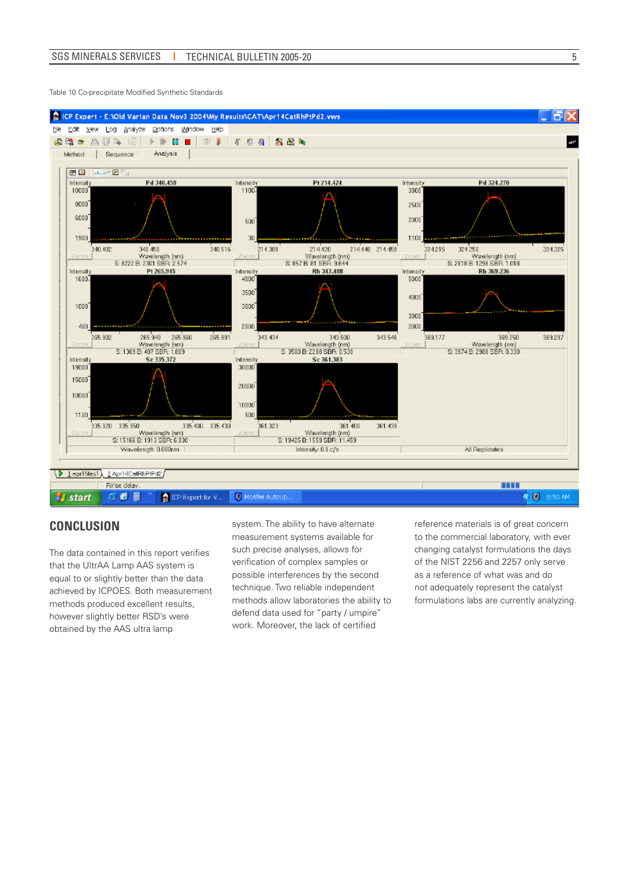Table 10 Co-precipitate Modified Synthetic Standards

ICP Expert - E:\Old Varian Data Nov3 2004\My Results\CAT\Apr14CatRhPtPd2.vws

Pd 340.458
S: 8222 B: 2301 SBR: 2.574

Pt 214.424
S: 857 B: 81 SBR: 9.644

Pd 324.270
S: 2618 B: 1298 SBR: 1.018

Pt 265.945
S: 1369 B: 487 SBR: 1.809

Rh 343.488
S: 3500 B: 2208 SBR: 0.530

Rh 369.236
S: 3974 B: 2988 SBR: 0.330

Sc 335.372
S: 15166 B: 1913 SBR: 6.930

Sc 361.383
S: 19425 B: 1559 SBR: 11.459

## CONCLUSION

The data contained in this report verifies that the UltrAA Lamp AAS system is equal to or slightly better than the data achieved by ICPOES. Both measurement methods produced excellent results, however slightly better RSD's were obtained by the AAS ultra lamp system. The ability to have alternate measurement systems available for such precise analyses, allows for verification of complex samples or possible interferences by the second technique. Two reliable independent methods allow laboratories the ability to defend data used for "party / umpire" work. Moreover, the lack of certified reference materials is of great concern to the commercial laboratory, with ever changing catalyst formulations the days of the NIST 2256 and 2257 only serve as a reference of what was and do not adequately represent the catalyst formulations labs are currently analyzing.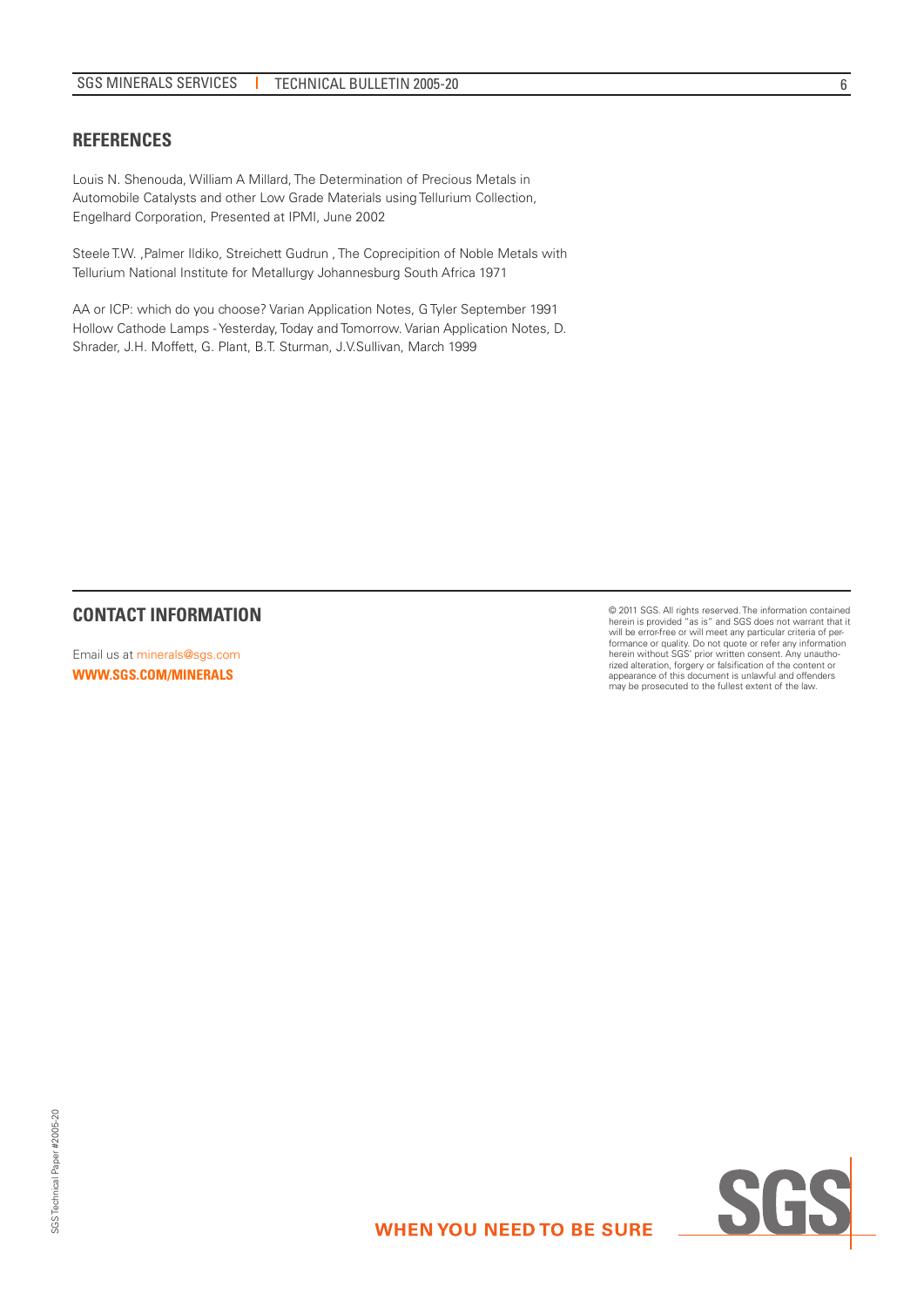## REFERENCES

Louis N. Shenouda, William A Millard, The Determination of Precious Metals in Automobile Catalysts and other Low Grade Materials using Tellurium Collection, Engelhard Corporation, Presented at IPMI, June 2002

Steele T.W. ,Palmer Ildiko, Streichett Gudrun , The Coprecipition of Noble Metals with Tellurium National Institute for Metallurgy Johannesburg South Africa 1971

AA or ICP: which do you choose? Varian Application Notes, G Tyler September 1991
Hollow Cathode Lamps - Yesterday, Today and Tomorrow. Varian Application Notes, D. Shrader, J.H. Moffett, G. Plant, B.T. Sturman, J.V.Sullivan, March 1999

## CONTACT INFORMATION

Email us at minerals@sgs.com
**WWW.SGS.COM/MINERALS**

© 2011 SGS. All rights reserved. The information contained herein is provided "as is" and SGS does not warrant that it will be error-free or will meet any particular criteria of performance or quality. Do not quote or refer any information herein without SGS' prior written consent. Any unauthorized alteration, forgery or falsification of the content or appearance of this document is unlawful and offenders may be prosecuted to the fullest extent of the law.

**WHEN YOU NEED TO BE SURE**